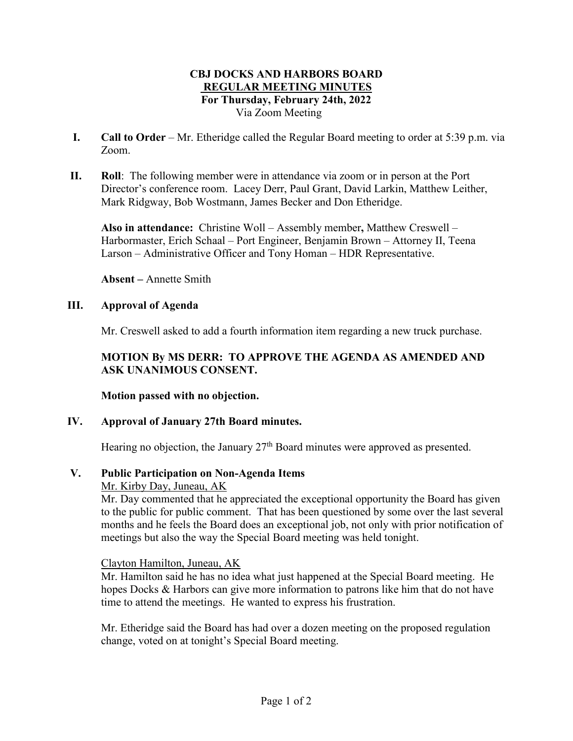# CBJ DOCKS AND HARBORS BOARD

## REGULAR MEETING MINUTES

### For Thursday, February 24th, 2022

Via Zoom Meeting

**I. Call to Order** – Mr. Etheridge called the Regular Board meeting to order at 5:39 p.m. via Zoom.

**II. Roll**: The following member were in attendance via zoom or in person at the Port Director's conference room. Lacey Derr, Paul Grant, David Larkin, Matthew Leither, Mark Ridgway, Bob Wostmann, James Becker and Don Etheridge.

**Also in attendance:** Christine Woll – Assembly member**,** Matthew Creswell – Harbormaster, Erich Schaal – Port Engineer, Benjamin Brown – Attorney II, Teena Larson – Administrative Officer and Tony Homan – HDR Representative.

**Absent –** Annette Smith

**III. Approval of Agenda**

Mr. Creswell asked to add a fourth information item regarding a new truck purchase.

**MOTION By MS DERR: TO APPROVE THE AGENDA AS AMENDED AND ASK UNANIMOUS CONSENT.**

**Motion passed with no objection.**

**IV. Approval of January 27th Board minutes.**

Hearing no objection, the January 27th Board minutes were approved as presented.

**V. Public Participation on Non-Agenda Items**

Mr. Kirby Day, Juneau, AK

Mr. Day commented that he appreciated the exceptional opportunity the Board has given to the public for public comment. That has been questioned by some over the last several months and he feels the Board does an exceptional job, not only with prior notification of meetings but also the way the Special Board meeting was held tonight.

Clayton Hamilton, Juneau, AK

Mr. Hamilton said he has no idea what just happened at the Special Board meeting. He hopes Docks & Harbors can give more information to patrons like him that do not have time to attend the meetings. He wanted to express his frustration.

Mr. Etheridge said the Board has had over a dozen meeting on the proposed regulation change, voted on at tonight's Special Board meeting.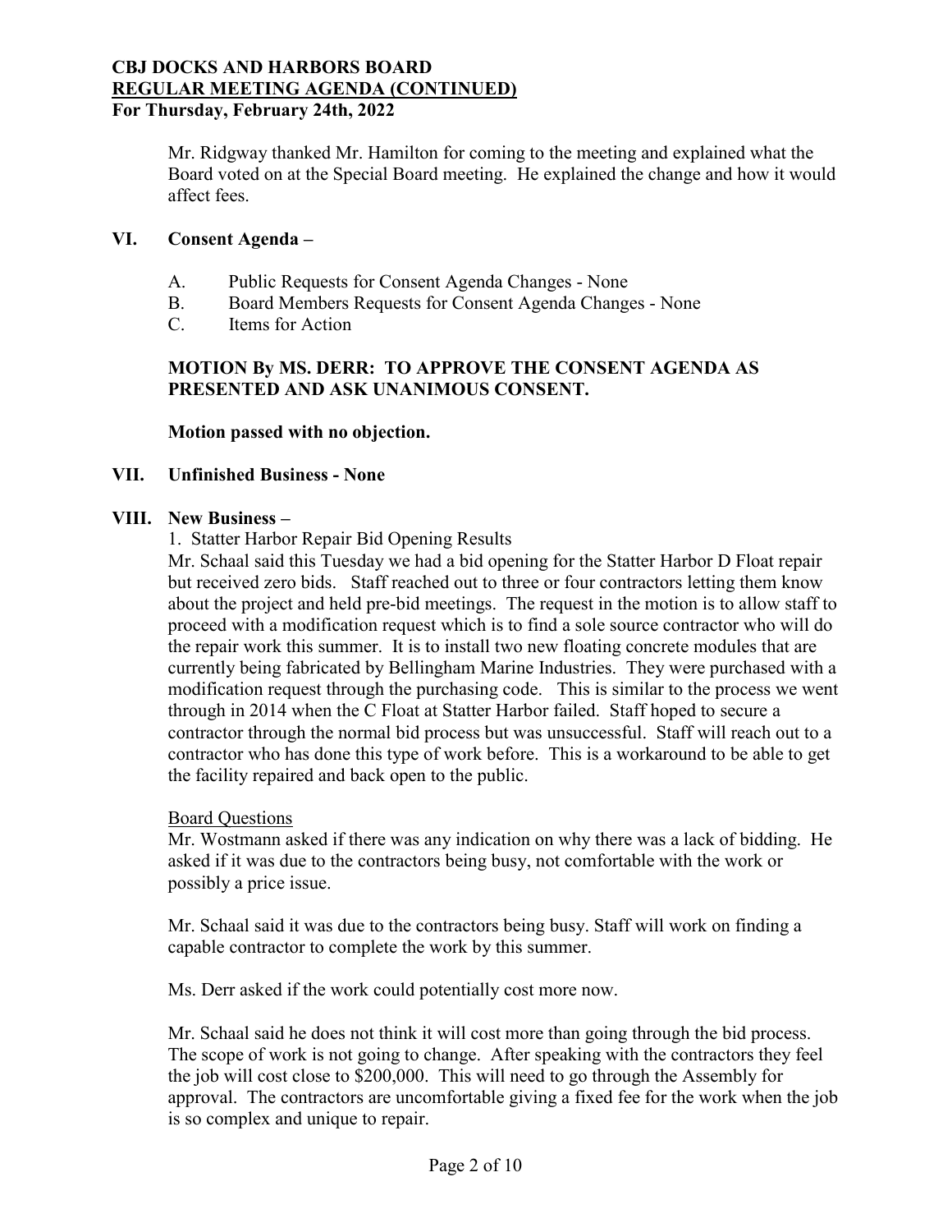Mr. Ridgway thanked Mr. Hamilton for coming to the meeting and explained what the Board voted on at the Special Board meeting. He explained the change and how it would affect fees.

## VI. Consent Agenda –

A. Public Requests for Consent Agenda Changes - None
B. Board Members Requests for Consent Agenda Changes - None
C. Items for Action

**MOTION By MS. DERR: TO APPROVE THE CONSENT AGENDA AS PRESENTED AND ASK UNANIMOUS CONSENT.**

**Motion passed with no objection.**

## VII. Unfinished Business - None

## VIII. New Business –

1. Statter Harbor Repair Bid Opening Results

Mr. Schaal said this Tuesday we had a bid opening for the Statter Harbor D Float repair but received zero bids. Staff reached out to three or four contractors letting them know about the project and held pre-bid meetings. The request in the motion is to allow staff to proceed with a modification request which is to find a sole source contractor who will do the repair work this summer. It is to install two new floating concrete modules that are currently being fabricated by Bellingham Marine Industries. They were purchased with a modification request through the purchasing code. This is similar to the process we went through in 2014 when the C Float at Statter Harbor failed. Staff hoped to secure a contractor through the normal bid process but was unsuccessful. Staff will reach out to a contractor who has done this type of work before. This is a workaround to be able to get the facility repaired and back open to the public.

Board Questions

Mr. Wostmann asked if there was any indication on why there was a lack of bidding. He asked if it was due to the contractors being busy, not comfortable with the work or possibly a price issue.

Mr. Schaal said it was due to the contractors being busy. Staff will work on finding a capable contractor to complete the work by this summer.

Ms. Derr asked if the work could potentially cost more now.

Mr. Schaal said he does not think it will cost more than going through the bid process. The scope of work is not going to change. After speaking with the contractors they feel the job will cost close to $200,000. This will need to go through the Assembly for approval. The contractors are uncomfortable giving a fixed fee for the work when the job is so complex and unique to repair.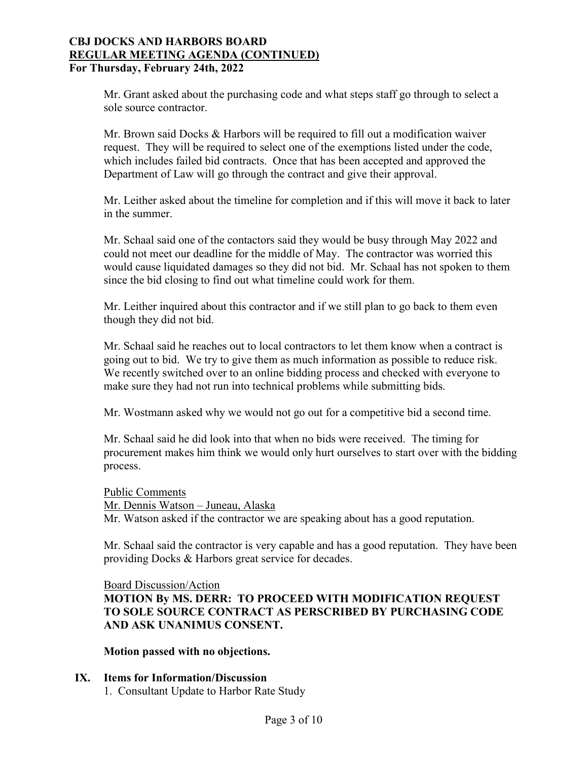Mr. Grant asked about the purchasing code and what steps staff go through to select a sole source contractor.

Mr. Brown said Docks & Harbors will be required to fill out a modification waiver request. They will be required to select one of the exemptions listed under the code, which includes failed bid contracts. Once that has been accepted and approved the Department of Law will go through the contract and give their approval.

Mr. Leither asked about the timeline for completion and if this will move it back to later in the summer.

Mr. Schaal said one of the contactors said they would be busy through May 2022 and could not meet our deadline for the middle of May. The contractor was worried this would cause liquidated damages so they did not bid. Mr. Schaal has not spoken to them since the bid closing to find out what timeline could work for them.

Mr. Leither inquired about this contractor and if we still plan to go back to them even though they did not bid.

Mr. Schaal said he reaches out to local contractors to let them know when a contract is going out to bid. We try to give them as much information as possible to reduce risk. We recently switched over to an online bidding process and checked with everyone to make sure they had not run into technical problems while submitting bids.

Mr. Wostmann asked why we would not go out for a competitive bid a second time.

Mr. Schaal said he did look into that when no bids were received. The timing for procurement makes him think we would only hurt ourselves to start over with the bidding process.

Public Comments

Mr. Dennis Watson – Juneau, Alaska

Mr. Watson asked if the contractor we are speaking about has a good reputation.

Mr. Schaal said the contractor is very capable and has a good reputation. They have been providing Docks & Harbors great service for decades.

Board Discussion/Action

**MOTION By MS. DERR: TO PROCEED WITH MODIFICATION REQUEST TO SOLE SOURCE CONTRACT AS PERSCRIBED BY PURCHASING CODE AND ASK UNANIMUS CONSENT.**

**Motion passed with no objections.**

## IX. Items for Information/Discussion

1. Consultant Update to Harbor Rate Study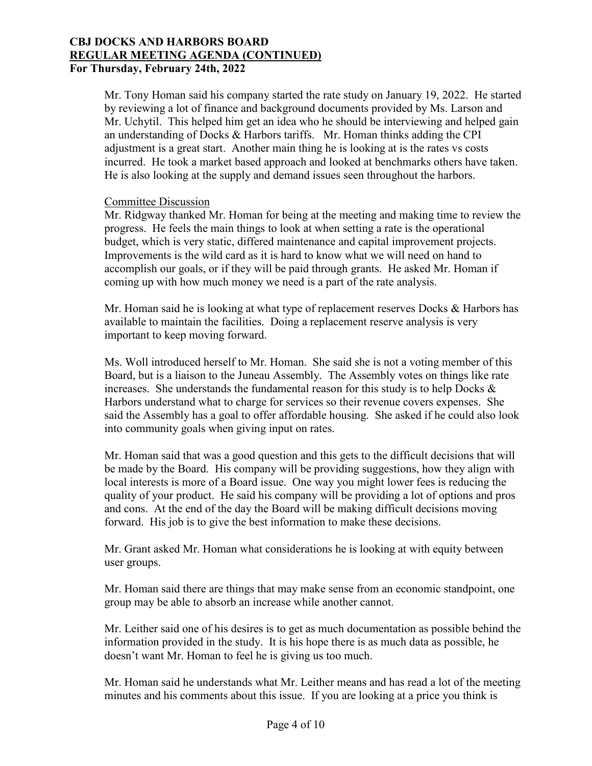Mr. Tony Homan said his company started the rate study on January 19, 2022. He started by reviewing a lot of finance and background documents provided by Ms. Larson and Mr. Uchytil. This helped him get an idea who he should be interviewing and helped gain an understanding of Docks & Harbors tariffs. Mr. Homan thinks adding the CPI adjustment is a great start. Another main thing he is looking at is the rates vs costs incurred. He took a market based approach and looked at benchmarks others have taken. He is also looking at the supply and demand issues seen throughout the harbors.

Committee Discussion

Mr. Ridgway thanked Mr. Homan for being at the meeting and making time to review the progress. He feels the main things to look at when setting a rate is the operational budget, which is very static, differed maintenance and capital improvement projects. Improvements is the wild card as it is hard to know what we will need on hand to accomplish our goals, or if they will be paid through grants. He asked Mr. Homan if coming up with how much money we need is a part of the rate analysis.

Mr. Homan said he is looking at what type of replacement reserves Docks & Harbors has available to maintain the facilities. Doing a replacement reserve analysis is very important to keep moving forward.

Ms. Woll introduced herself to Mr. Homan. She said she is not a voting member of this Board, but is a liaison to the Juneau Assembly. The Assembly votes on things like rate increases. She understands the fundamental reason for this study is to help Docks & Harbors understand what to charge for services so their revenue covers expenses. She said the Assembly has a goal to offer affordable housing. She asked if he could also look into community goals when giving input on rates.

Mr. Homan said that was a good question and this gets to the difficult decisions that will be made by the Board. His company will be providing suggestions, how they align with local interests is more of a Board issue. One way you might lower fees is reducing the quality of your product. He said his company will be providing a lot of options and pros and cons. At the end of the day the Board will be making difficult decisions moving forward. His job is to give the best information to make these decisions.

Mr. Grant asked Mr. Homan what considerations he is looking at with equity between user groups.

Mr. Homan said there are things that may make sense from an economic standpoint, one group may be able to absorb an increase while another cannot.

Mr. Leither said one of his desires is to get as much documentation as possible behind the information provided in the study. It is his hope there is as much data as possible, he doesn't want Mr. Homan to feel he is giving us too much.

Mr. Homan said he understands what Mr. Leither means and has read a lot of the meeting minutes and his comments about this issue. If you are looking at a price you think is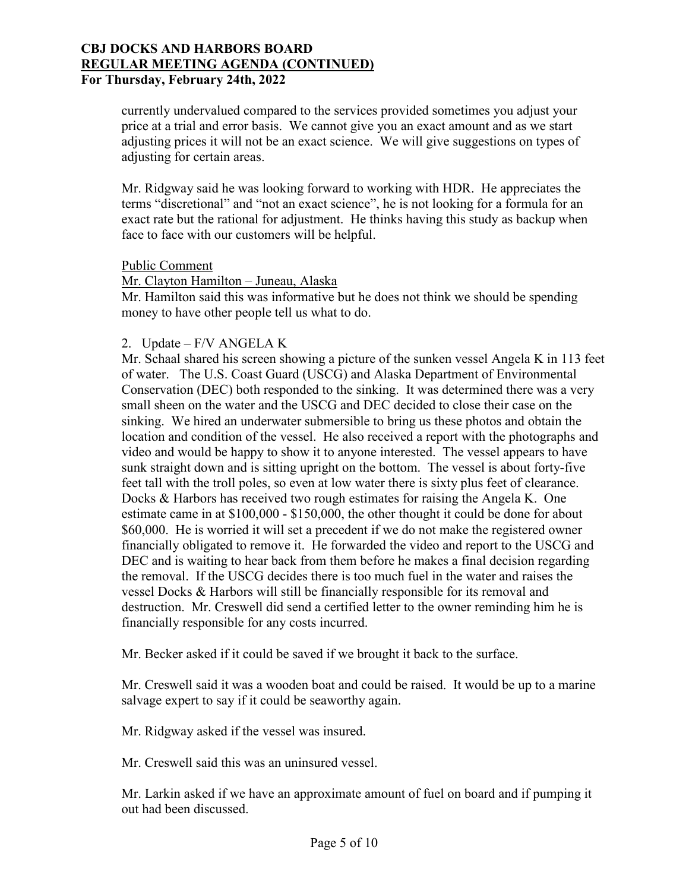currently undervalued compared to the services provided sometimes you adjust your price at a trial and error basis. We cannot give you an exact amount and as we start adjusting prices it will not be an exact science. We will give suggestions on types of adjusting for certain areas.

Mr. Ridgway said he was looking forward to working with HDR. He appreciates the terms "discretional" and "not an exact science", he is not looking for a formula for an exact rate but the rational for adjustment. He thinks having this study as backup when face to face with our customers will be helpful.

Public Comment

Mr. Clayton Hamilton – Juneau, Alaska

Mr. Hamilton said this was informative but he does not think we should be spending money to have other people tell us what to do.

2. Update – F/V ANGELA K

Mr. Schaal shared his screen showing a picture of the sunken vessel Angela K in 113 feet of water. The U.S. Coast Guard (USCG) and Alaska Department of Environmental Conservation (DEC) both responded to the sinking. It was determined there was a very small sheen on the water and the USCG and DEC decided to close their case on the sinking. We hired an underwater submersible to bring us these photos and obtain the location and condition of the vessel. He also received a report with the photographs and video and would be happy to show it to anyone interested. The vessel appears to have sunk straight down and is sitting upright on the bottom. The vessel is about forty-five feet tall with the troll poles, so even at low water there is sixty plus feet of clearance. Docks & Harbors has received two rough estimates for raising the Angela K. One estimate came in at $100,000 - $150,000, the other thought it could be done for about $60,000. He is worried it will set a precedent if we do not make the registered owner financially obligated to remove it. He forwarded the video and report to the USCG and DEC and is waiting to hear back from them before he makes a final decision regarding the removal. If the USCG decides there is too much fuel in the water and raises the vessel Docks & Harbors will still be financially responsible for its removal and destruction. Mr. Creswell did send a certified letter to the owner reminding him he is financially responsible for any costs incurred.

Mr. Becker asked if it could be saved if we brought it back to the surface.

Mr. Creswell said it was a wooden boat and could be raised. It would be up to a marine salvage expert to say if it could be seaworthy again.

Mr. Ridgway asked if the vessel was insured.

Mr. Creswell said this was an uninsured vessel.

Mr. Larkin asked if we have an approximate amount of fuel on board and if pumping it out had been discussed.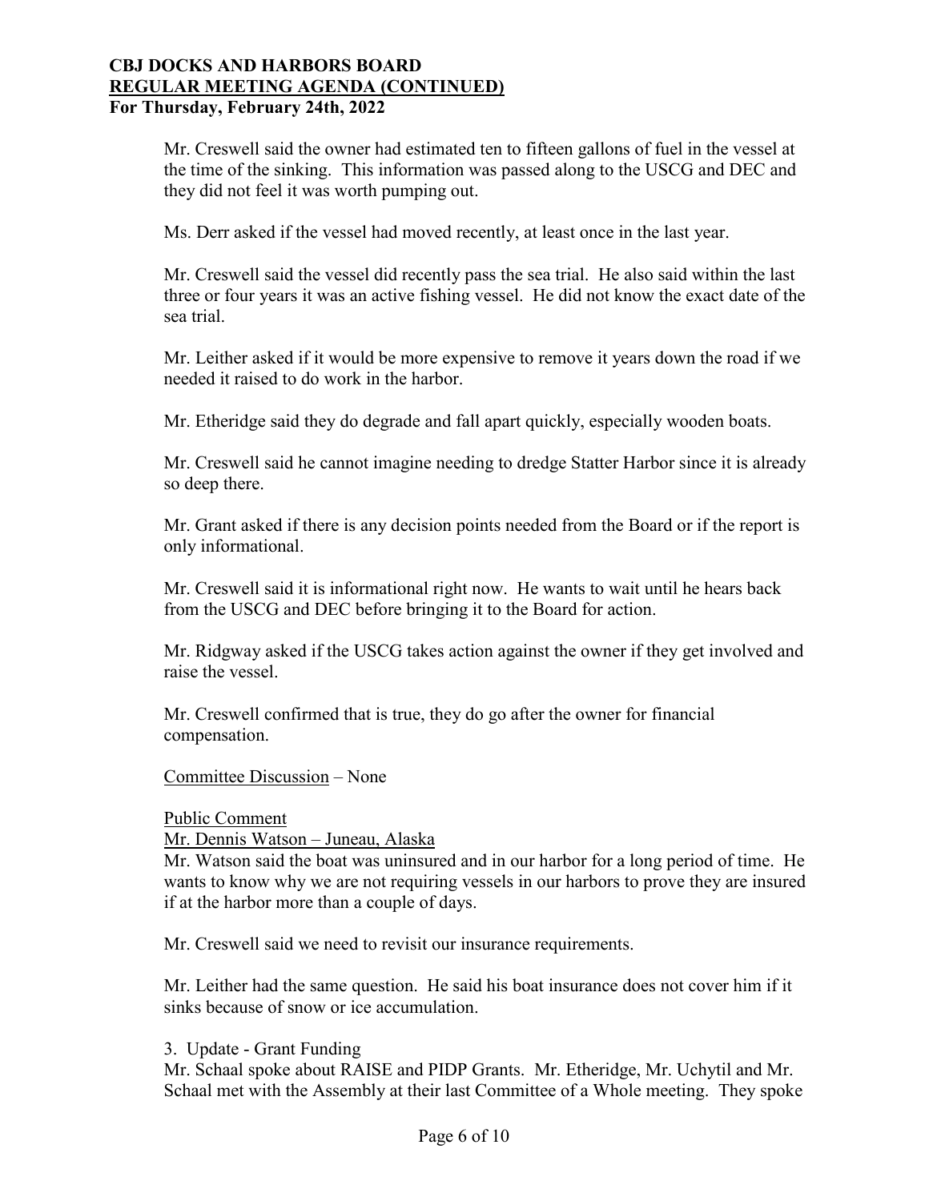Mr. Creswell said the owner had estimated ten to fifteen gallons of fuel in the vessel at the time of the sinking. This information was passed along to the USCG and DEC and they did not feel it was worth pumping out.

Ms. Derr asked if the vessel had moved recently, at least once in the last year.

Mr. Creswell said the vessel did recently pass the sea trial. He also said within the last three or four years it was an active fishing vessel. He did not know the exact date of the sea trial.

Mr. Leither asked if it would be more expensive to remove it years down the road if we needed it raised to do work in the harbor.

Mr. Etheridge said they do degrade and fall apart quickly, especially wooden boats.

Mr. Creswell said he cannot imagine needing to dredge Statter Harbor since it is already so deep there.

Mr. Grant asked if there is any decision points needed from the Board or if the report is only informational.

Mr. Creswell said it is informational right now. He wants to wait until he hears back from the USCG and DEC before bringing it to the Board for action.

Mr. Ridgway asked if the USCG takes action against the owner if they get involved and raise the vessel.

Mr. Creswell confirmed that is true, they do go after the owner for financial compensation.

Committee Discussion – None

Public Comment

Mr. Dennis Watson – Juneau, Alaska

Mr. Watson said the boat was uninsured and in our harbor for a long period of time. He wants to know why we are not requiring vessels in our harbors to prove they are insured if at the harbor more than a couple of days.

Mr. Creswell said we need to revisit our insurance requirements.

Mr. Leither had the same question. He said his boat insurance does not cover him if it sinks because of snow or ice accumulation.

3. Update - Grant Funding

Mr. Schaal spoke about RAISE and PIDP Grants. Mr. Etheridge, Mr. Uchytil and Mr. Schaal met with the Assembly at their last Committee of a Whole meeting. They spoke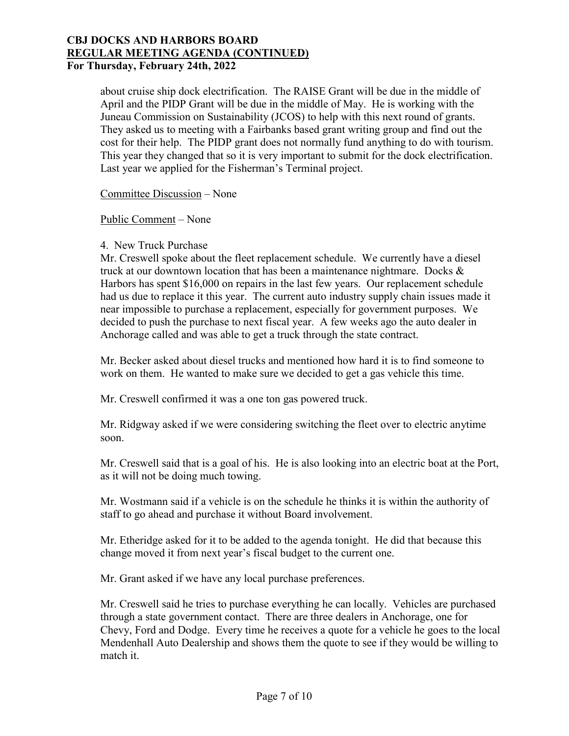about cruise ship dock electrification. The RAISE Grant will be due in the middle of April and the PIDP Grant will be due in the middle of May. He is working with the Juneau Commission on Sustainability (JCOS) to help with this next round of grants. They asked us to meeting with a Fairbanks based grant writing group and find out the cost for their help. The PIDP grant does not normally fund anything to do with tourism. This year they changed that so it is very important to submit for the dock electrification. Last year we applied for the Fisherman's Terminal project.

Committee Discussion – None

Public Comment – None

4. New Truck Purchase

Mr. Creswell spoke about the fleet replacement schedule. We currently have a diesel truck at our downtown location that has been a maintenance nightmare. Docks & Harbors has spent $16,000 on repairs in the last few years. Our replacement schedule had us due to replace it this year. The current auto industry supply chain issues made it near impossible to purchase a replacement, especially for government purposes. We decided to push the purchase to next fiscal year. A few weeks ago the auto dealer in Anchorage called and was able to get a truck through the state contract.

Mr. Becker asked about diesel trucks and mentioned how hard it is to find someone to work on them. He wanted to make sure we decided to get a gas vehicle this time.

Mr. Creswell confirmed it was a one ton gas powered truck.

Mr. Ridgway asked if we were considering switching the fleet over to electric anytime soon.

Mr. Creswell said that is a goal of his. He is also looking into an electric boat at the Port, as it will not be doing much towing.

Mr. Wostmann said if a vehicle is on the schedule he thinks it is within the authority of staff to go ahead and purchase it without Board involvement.

Mr. Etheridge asked for it to be added to the agenda tonight. He did that because this change moved it from next year's fiscal budget to the current one.

Mr. Grant asked if we have any local purchase preferences.

Mr. Creswell said he tries to purchase everything he can locally. Vehicles are purchased through a state government contact. There are three dealers in Anchorage, one for Chevy, Ford and Dodge. Every time he receives a quote for a vehicle he goes to the local Mendenhall Auto Dealership and shows them the quote to see if they would be willing to match it.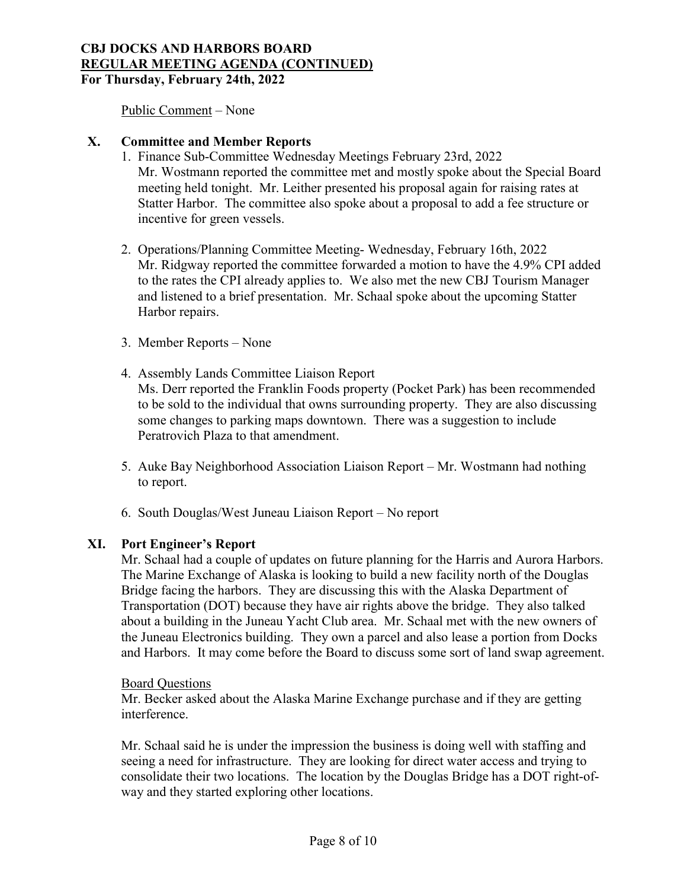Public Comment – None

## X. Committee and Member Reports

1. Finance Sub-Committee Wednesday Meetings February 23rd, 2022
   Mr. Wostmann reported the committee met and mostly spoke about the Special Board meeting held tonight. Mr. Leither presented his proposal again for raising rates at Statter Harbor. The committee also spoke about a proposal to add a fee structure or incentive for green vessels.

2. Operations/Planning Committee Meeting- Wednesday, February 16th, 2022
   Mr. Ridgway reported the committee forwarded a motion to have the 4.9% CPI added to the rates the CPI already applies to. We also met the new CBJ Tourism Manager and listened to a brief presentation. Mr. Schaal spoke about the upcoming Statter Harbor repairs.

3. Member Reports – None

4. Assembly Lands Committee Liaison Report
   Ms. Derr reported the Franklin Foods property (Pocket Park) has been recommended to be sold to the individual that owns surrounding property. They are also discussing some changes to parking maps downtown. There was a suggestion to include Peratrovich Plaza to that amendment.

5. Auke Bay Neighborhood Association Liaison Report – Mr. Wostmann had nothing to report.

6. South Douglas/West Juneau Liaison Report – No report

## XI. Port Engineer's Report

Mr. Schaal had a couple of updates on future planning for the Harris and Aurora Harbors. The Marine Exchange of Alaska is looking to build a new facility north of the Douglas Bridge facing the harbors. They are discussing this with the Alaska Department of Transportation (DOT) because they have air rights above the bridge. They also talked about a building in the Juneau Yacht Club area. Mr. Schaal met with the new owners of the Juneau Electronics building. They own a parcel and also lease a portion from Docks and Harbors. It may come before the Board to discuss some sort of land swap agreement.

Board Questions

Mr. Becker asked about the Alaska Marine Exchange purchase and if they are getting interference.

Mr. Schaal said he is under the impression the business is doing well with staffing and seeing a need for infrastructure. They are looking for direct water access and trying to consolidate their two locations. The location by the Douglas Bridge has a DOT right-of-way and they started exploring other locations.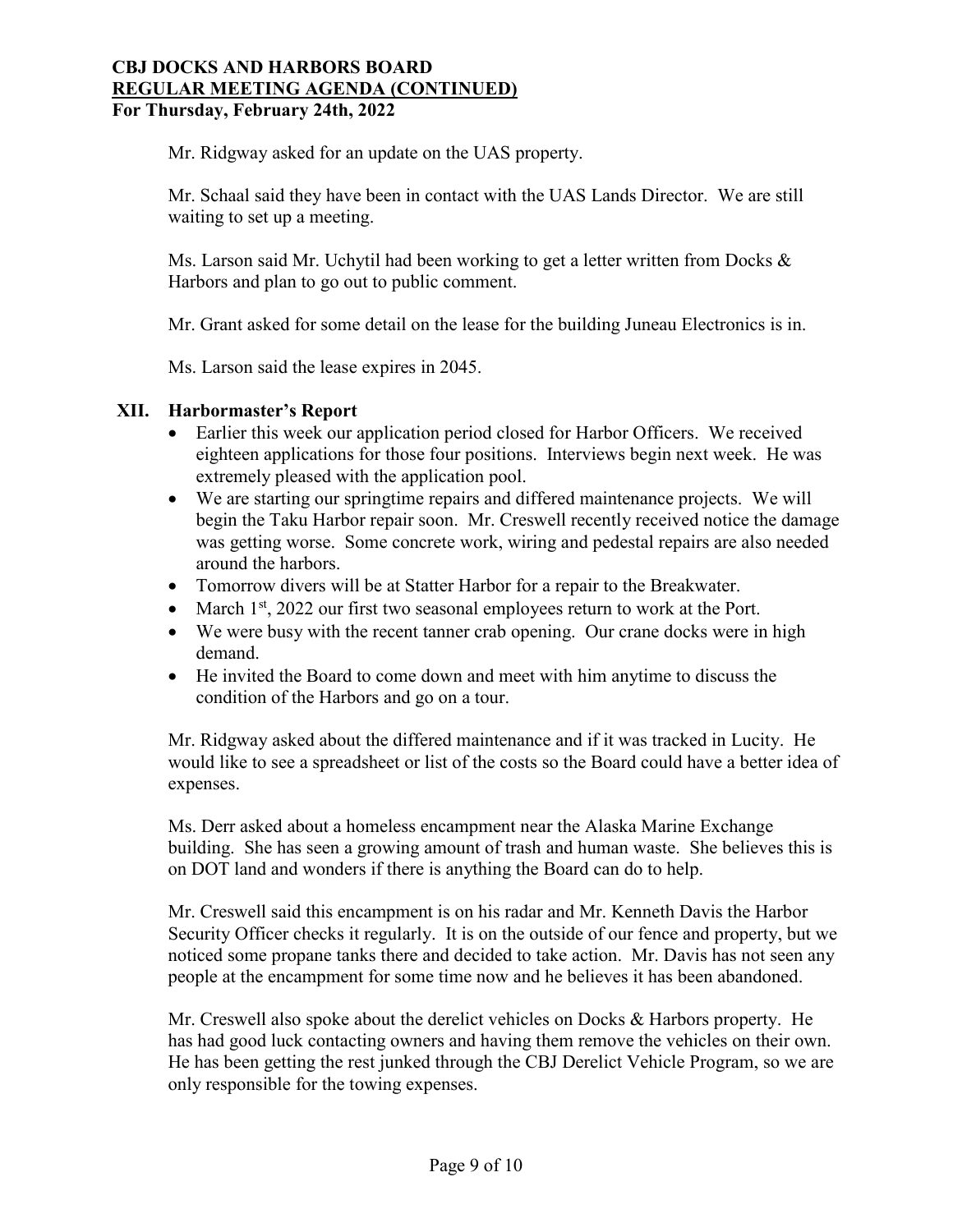Mr. Ridgway asked for an update on the UAS property.

Mr. Schaal said they have been in contact with the UAS Lands Director. We are still waiting to set up a meeting.

Ms. Larson said Mr. Uchytil had been working to get a letter written from Docks & Harbors and plan to go out to public comment.

Mr. Grant asked for some detail on the lease for the building Juneau Electronics is in.

Ms. Larson said the lease expires in 2045.

## XII. Harbormaster's Report

- Earlier this week our application period closed for Harbor Officers. We received eighteen applications for those four positions. Interviews begin next week. He was extremely pleased with the application pool.
- We are starting our springtime repairs and differed maintenance projects. We will begin the Taku Harbor repair soon. Mr. Creswell recently received notice the damage was getting worse. Some concrete work, wiring and pedestal repairs are also needed around the harbors.
- Tomorrow divers will be at Statter Harbor for a repair to the Breakwater.
- March 1st, 2022 our first two seasonal employees return to work at the Port.
- We were busy with the recent tanner crab opening. Our crane docks were in high demand.
- He invited the Board to come down and meet with him anytime to discuss the condition of the Harbors and go on a tour.

Mr. Ridgway asked about the differed maintenance and if it was tracked in Lucity. He would like to see a spreadsheet or list of the costs so the Board could have a better idea of expenses.

Ms. Derr asked about a homeless encampment near the Alaska Marine Exchange building. She has seen a growing amount of trash and human waste. She believes this is on DOT land and wonders if there is anything the Board can do to help.

Mr. Creswell said this encampment is on his radar and Mr. Kenneth Davis the Harbor Security Officer checks it regularly. It is on the outside of our fence and property, but we noticed some propane tanks there and decided to take action. Mr. Davis has not seen any people at the encampment for some time now and he believes it has been abandoned.

Mr. Creswell also spoke about the derelict vehicles on Docks & Harbors property. He has had good luck contacting owners and having them remove the vehicles on their own. He has been getting the rest junked through the CBJ Derelict Vehicle Program, so we are only responsible for the towing expenses.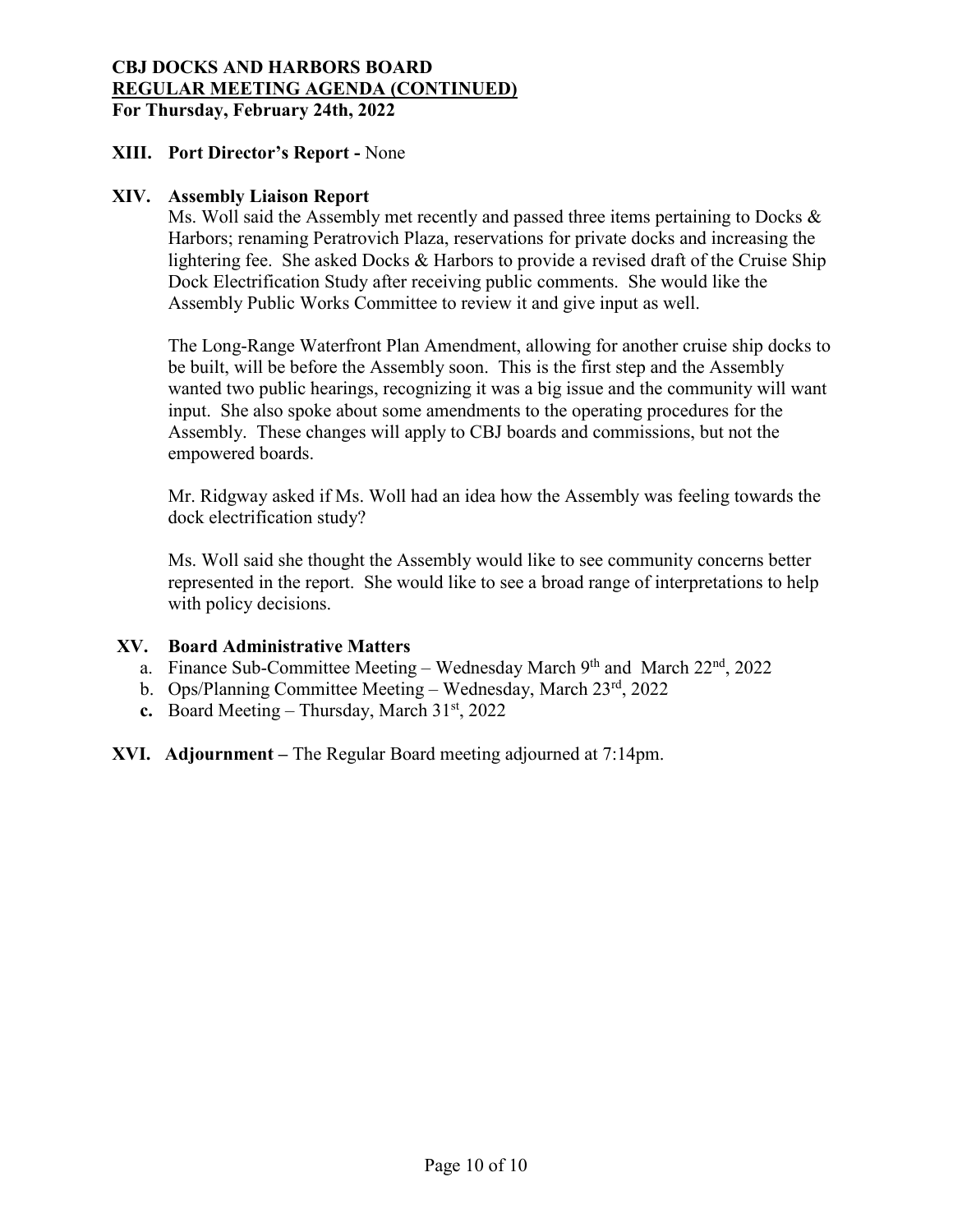**CBJ DOCKS AND HARBORS BOARD**
**REGULAR MEETING AGENDA (CONTINUED)**
**For Thursday, February 24th, 2022**

**XIII. Port Director's Report -** None

**XIV. Assembly Liaison Report**

Ms. Woll said the Assembly met recently and passed three items pertaining to Docks & Harbors; renaming Peratrovich Plaza, reservations for private docks and increasing the lightering fee. She asked Docks & Harbors to provide a revised draft of the Cruise Ship Dock Electrification Study after receiving public comments. She would like the Assembly Public Works Committee to review it and give input as well.

The Long-Range Waterfront Plan Amendment, allowing for another cruise ship docks to be built, will be before the Assembly soon. This is the first step and the Assembly wanted two public hearings, recognizing it was a big issue and the community will want input. She also spoke about some amendments to the operating procedures for the Assembly. These changes will apply to CBJ boards and commissions, but not the empowered boards.

Mr. Ridgway asked if Ms. Woll had an idea how the Assembly was feeling towards the dock electrification study?

Ms. Woll said she thought the Assembly would like to see community concerns better represented in the report. She would like to see a broad range of interpretations to help with policy decisions.

**XV. Board Administrative Matters**

a. Finance Sub-Committee Meeting – Wednesday March 9th and March 22nd, 2022
b. Ops/Planning Committee Meeting – Wednesday, March 23rd, 2022
c. Board Meeting – Thursday, March 31st, 2022

**XVI. Adjournment –** The Regular Board meeting adjourned at 7:14pm.